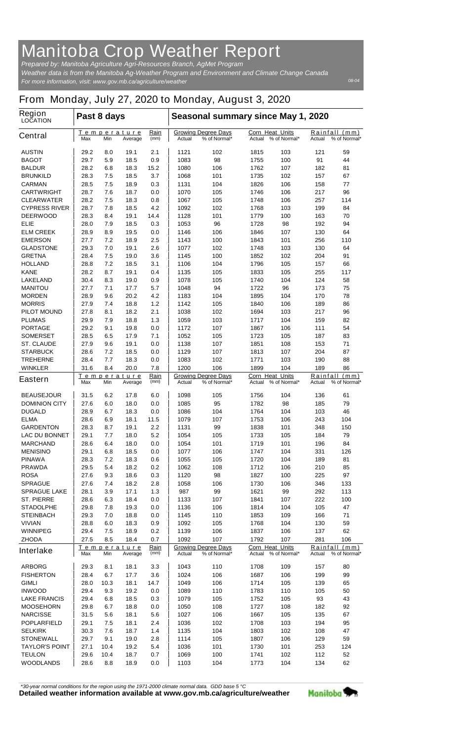# Manitoba Crop Weather Report

*Prepared by: Manitoba Agriculture Agri-Resources Branch, AgMet Program*
*Weather data is from the Manitoba Ag-Weather Program and Environment and Climate Change Canada*
*For more information, visit: www.gov.mb.ca/agriculture/weather*

*08-04*

## From Monday, July 27, 2020 to Monday, August 3, 2020

| Region LOCATION | Past 8 days | | | | Seasonal summary since May 1, 2020 | | | | | |
|---|---|---|---|---|---|---|---|---|---|---|
| **Central** | Temperature | | | Rain | Growing Degree Days | | Corn Heat Units | | Rainfall (mm) | |
| | Max | Min | Average | (mm) | Actual | % of Normal* | Actual | % of Normal* | Actual | % of Normal* |
| AUSTIN | 29.2 | 8.0 | 19.1 | 2.1 | 1121 | 102 | 1815 | 103 | 121 | 59 |
| BAGOT | 29.7 | 5.9 | 18.5 | 0.9 | 1083 | 98 | 1755 | 100 | 91 | 44 |
| BALDUR | 28.2 | 6.8 | 18.3 | 15.2 | 1080 | 106 | 1762 | 107 | 182 | 81 |
| BRUNKILD | 28.3 | 7.5 | 18.5 | 3.7 | 1068 | 101 | 1735 | 102 | 157 | 67 |
| CARMAN | 28.5 | 7.5 | 18.9 | 0.3 | 1131 | 104 | 1826 | 106 | 158 | 77 |
| CARTWRIGHT | 28.7 | 7.6 | 18.7 | 0.0 | 1070 | 105 | 1746 | 106 | 217 | 96 |
| CLEARWATER | 28.2 | 7.5 | 18.3 | 0.8 | 1067 | 105 | 1748 | 106 | 257 | 114 |
| CYPRESS RIVER | 28.7 | 7.8 | 18.5 | 4.2 | 1092 | 102 | 1768 | 103 | 199 | 84 |
| DEERWOOD | 28.3 | 8.4 | 19.1 | 14.4 | 1128 | 101 | 1779 | 100 | 163 | 70 |
| ELIE | 28.0 | 7.9 | 18.5 | 0.3 | 1053 | 96 | 1728 | 98 | 192 | 94 |
| ELM CREEK | 28.9 | 8.9 | 19.5 | 0.0 | 1146 | 106 | 1846 | 107 | 130 | 64 |
| EMERSON | 27.7 | 7.2 | 18.9 | 2.5 | 1143 | 100 | 1843 | 101 | 256 | 110 |
| GLADSTONE | 29.3 | 7.0 | 19.1 | 2.6 | 1077 | 102 | 1748 | 103 | 130 | 64 |
| GRETNA | 28.4 | 7.5 | 19.0 | 3.6 | 1145 | 100 | 1852 | 102 | 204 | 91 |
| HOLLAND | 28.8 | 7.2 | 18.5 | 3.1 | 1106 | 104 | 1796 | 105 | 157 | 66 |
| KANE | 28.2 | 8.7 | 19.1 | 0.4 | 1135 | 105 | 1833 | 105 | 255 | 117 |
| LAKELAND | 30.4 | 8.3 | 19.0 | 0.9 | 1078 | 105 | 1740 | 104 | 124 | 58 |
| MANITOU | 27.7 | 7.1 | 17.7 | 5.7 | 1048 | 94 | 1722 | 96 | 173 | 75 |
| MORDEN | 28.9 | 9.6 | 20.2 | 4.2 | 1183 | 104 | 1895 | 104 | 170 | 78 |
| MORRIS | 27.9 | 7.4 | 18.8 | 1.2 | 1142 | 105 | 1840 | 106 | 189 | 86 |
| PILOT MOUND | 27.8 | 8.1 | 18.2 | 2.1 | 1038 | 102 | 1694 | 103 | 217 | 96 |
| PLUMAS | 29.9 | 7.9 | 18.8 | 1.3 | 1059 | 103 | 1717 | 104 | 159 | 82 |
| PORTAGE | 29.2 | 9.1 | 19.8 | 0.0 | 1172 | 107 | 1867 | 106 | 111 | 54 |
| SOMERSET | 28.5 | 6.5 | 17.9 | 7.1 | 1052 | 105 | 1723 | 105 | 187 | 83 |
| ST. CLAUDE | 27.9 | 9.6 | 19.1 | 0.0 | 1138 | 107 | 1851 | 108 | 153 | 71 |
| STARBUCK | 28.6 | 7.2 | 18.5 | 0.0 | 1129 | 107 | 1813 | 107 | 204 | 87 |
| TREHERNE | 28.4 | 7.7 | 18.3 | 0.0 | 1083 | 102 | 1771 | 103 | 190 | 88 |
| WINKLER | 31.6 | 8.4 | 20.0 | 7.8 | 1200 | 106 | 1899 | 104 | 189 | 86 |
| **Eastern** | Temperature | | | Rain | Growing Degree Days | | Corn Heat Units | | Rainfall (mm) | |
| | Max | Min | Average | (mm) | Actual | % of Normal* | Actual | % of Normal* | Actual | % of Normal* |
| BEAUSEJOUR | 31.5 | 6.2 | 17.8 | 6.0 | 1098 | 105 | 1756 | 104 | 136 | 61 |
| DOMINION CITY | 27.6 | 6.0 | 18.0 | 0.0 | 1085 | 95 | 1782 | 98 | 185 | 79 |
| DUGALD | 28.9 | 6.7 | 18.3 | 0.0 | 1086 | 104 | 1764 | 104 | 103 | 46 |
| ELMA | 28.6 | 6.9 | 18.1 | 11.5 | 1079 | 107 | 1753 | 106 | 243 | 104 |
| GARDENTON | 28.3 | 8.7 | 19.1 | 2.2 | 1131 | 99 | 1838 | 101 | 348 | 150 |
| LAC DU BONNET | 29.1 | 7.7 | 18.0 | 5.2 | 1054 | 105 | 1733 | 105 | 184 | 79 |
| MARCHAND | 28.6 | 6.4 | 18.0 | 0.0 | 1054 | 101 | 1719 | 101 | 196 | 84 |
| MENISINO | 29.1 | 6.8 | 18.5 | 0.0 | 1077 | 106 | 1747 | 104 | 331 | 126 |
| PINAWA | 28.3 | 7.2 | 18.3 | 0.6 | 1055 | 105 | 1720 | 104 | 189 | 81 |
| PRAWDA | 29.5 | 5.4 | 18.2 | 0.2 | 1062 | 108 | 1712 | 106 | 210 | 85 |
| ROSA | 27.6 | 9.3 | 18.6 | 0.3 | 1120 | 98 | 1827 | 100 | 225 | 97 |
| SPRAGUE | 27.6 | 7.4 | 18.2 | 2.8 | 1058 | 106 | 1730 | 106 | 346 | 133 |
| SPRAGUE LAKE | 28.1 | 3.9 | 17.1 | 1.3 | 987 | 99 | 1621 | 99 | 292 | 113 |
| ST. PIERRE | 28.6 | 6.3 | 18.4 | 0.0 | 1133 | 107 | 1841 | 107 | 222 | 100 |
| STADOLPHE | 29.8 | 7.8 | 19.3 | 0.0 | 1136 | 106 | 1814 | 104 | 105 | 47 |
| STEINBACH | 29.3 | 7.0 | 18.8 | 0.0 | 1145 | 110 | 1853 | 109 | 166 | 71 |
| VIVIAN | 28.8 | 6.0 | 18.3 | 0.9 | 1092 | 105 | 1768 | 104 | 130 | 59 |
| WINNIPEG | 29.4 | 7.5 | 18.9 | 0.2 | 1139 | 106 | 1837 | 106 | 137 | 62 |
| ZHODA | 27.5 | 8.5 | 18.4 | 0.7 | 1092 | 107 | 1792 | 107 | 281 | 106 |
| **Interlake** | Temperature | | | Rain | Growing Degree Days | | Corn Heat Units | | Rainfall (mm) | |
| | Max | Min | Average | (mm) | Actual | % of Normal* | Actual | % of Normal* | Actual | % of Normal* |
| ARBORG | 29.3 | 8.1 | 18.1 | 3.3 | 1043 | 110 | 1708 | 109 | 157 | 80 |
| FISHERTON | 28.4 | 6.7 | 17.7 | 3.6 | 1024 | 106 | 1687 | 106 | 199 | 99 |
| GIMLI | 28.0 | 10.3 | 18.1 | 14.7 | 1049 | 106 | 1714 | 105 | 139 | 65 |
| INWOOD | 29.4 | 9.3 | 19.2 | 0.0 | 1089 | 110 | 1783 | 110 | 105 | 50 |
| LAKE FRANCIS | 29.4 | 6.8 | 18.5 | 0.3 | 1079 | 105 | 1752 | 105 | 93 | 43 |
| MOOSEHORN | 29.8 | 6.7 | 18.8 | 0.0 | 1050 | 108 | 1727 | 108 | 182 | 92 |
| NARCISSE | 31.5 | 5.6 | 18.1 | 5.6 | 1027 | 106 | 1667 | 105 | 135 | 67 |
| POPLARFIELD | 29.1 | 7.5 | 18.1 | 2.4 | 1036 | 102 | 1708 | 103 | 194 | 95 |
| SELKIRK | 30.3 | 7.6 | 18.7 | 1.4 | 1135 | 104 | 1803 | 102 | 108 | 47 |
| STONEWALL | 29.7 | 9.1 | 19.0 | 2.8 | 1114 | 105 | 1807 | 106 | 129 | 59 |
| TAYLOR'S POINT | 27.1 | 10.4 | 19.2 | 5.4 | 1036 | 101 | 1730 | 101 | 253 | 124 |
| TEULON | 29.6 | 10.4 | 18.7 | 0.7 | 1069 | 100 | 1741 | 102 | 112 | 52 |
| WOODLANDS | 28.6 | 8.8 | 18.9 | 0.0 | 1103 | 104 | 1773 | 104 | 134 | 62 |

*\*30-year normal conditions for the region using the 1971-2000 climate normal data. GDD base 5 °C*

**Detailed weather information available at www.gov.mb.ca/agriculture/weather**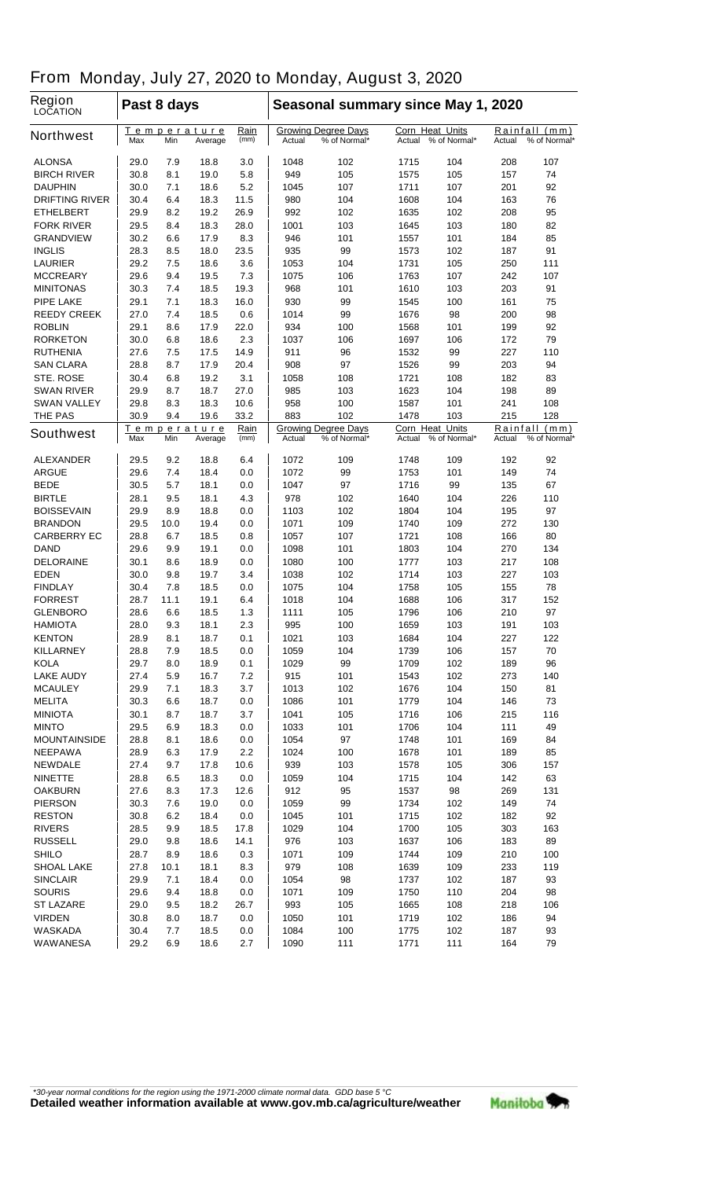# From Monday, July 27, 2020 to Monday, August 3, 2020

| Region LOCATION | Past 8 days | | | | Seasonal summary since May 1, 2020 | | | | | |
|---|---|---|---|---|---|---|---|---|---|---|
| | Temperature | | | Rain | Growing Degree Days | | Corn Heat Units | | Rainfall (mm) | |
| **Northwest** | Max | Min | Average | (mm) | Actual | % of Normal* | Actual | % of Normal* | Actual | % of Normal* |
| ALONSA | 29.0 | 7.9 | 18.8 | 3.0 | 1048 | 102 | 1715 | 104 | 208 | 107 |
| BIRCH RIVER | 30.8 | 8.1 | 19.0 | 5.8 | 949 | 105 | 1575 | 105 | 157 | 74 |
| DAUPHIN | 30.0 | 7.1 | 18.6 | 5.2 | 1045 | 107 | 1711 | 107 | 201 | 92 |
| DRIFTING RIVER | 30.4 | 6.4 | 18.3 | 11.5 | 980 | 104 | 1608 | 104 | 163 | 76 |
| ETHELBERT | 29.9 | 8.2 | 19.2 | 26.9 | 992 | 102 | 1635 | 102 | 208 | 95 |
| FORK RIVER | 29.5 | 8.4 | 18.3 | 28.0 | 1001 | 103 | 1645 | 103 | 180 | 82 |
| GRANDVIEW | 30.2 | 6.6 | 17.9 | 8.3 | 946 | 101 | 1557 | 101 | 184 | 85 |
| INGLIS | 28.3 | 8.5 | 18.0 | 23.5 | 935 | 99 | 1573 | 102 | 187 | 91 |
| LAURIER | 29.2 | 7.5 | 18.6 | 3.6 | 1053 | 104 | 1731 | 105 | 250 | 111 |
| MCCREARY | 29.6 | 9.4 | 19.5 | 7.3 | 1075 | 106 | 1763 | 107 | 242 | 107 |
| MINITONAS | 30.3 | 7.4 | 18.5 | 19.3 | 968 | 101 | 1610 | 103 | 203 | 91 |
| PIPE LAKE | 29.1 | 7.1 | 18.3 | 16.0 | 930 | 99 | 1545 | 100 | 161 | 75 |
| REEDY CREEK | 27.0 | 7.4 | 18.5 | 0.6 | 1014 | 99 | 1676 | 98 | 200 | 98 |
| ROBLIN | 29.1 | 8.6 | 17.9 | 22.0 | 934 | 100 | 1568 | 101 | 199 | 92 |
| RORKETON | 30.0 | 6.8 | 18.6 | 2.3 | 1037 | 106 | 1697 | 106 | 172 | 79 |
| RUTHENIA | 27.6 | 7.5 | 17.5 | 14.9 | 911 | 96 | 1532 | 99 | 227 | 110 |
| SAN CLARA | 28.8 | 8.7 | 17.9 | 20.4 | 908 | 97 | 1526 | 99 | 203 | 94 |
| STE. ROSE | 30.4 | 6.8 | 19.2 | 3.1 | 1058 | 108 | 1721 | 108 | 182 | 83 |
| SWAN RIVER | 29.9 | 8.7 | 18.7 | 27.0 | 985 | 103 | 1623 | 104 | 198 | 89 |
| SWAN VALLEY | 29.8 | 8.3 | 18.3 | 10.6 | 958 | 100 | 1587 | 101 | 241 | 108 |
| THE PAS | 30.9 | 9.4 | 19.6 | 33.2 | 883 | 102 | 1478 | 103 | 215 | 128 |
| | Temperature | | | Rain | Growing Degree Days | | Corn Heat Units | | Rainfall (mm) | |
| **Southwest** | Max | Min | Average | (mm) | Actual | % of Normal* | Actual | % of Normal* | Actual | % of Normal* |
| ALEXANDER | 29.5 | 9.2 | 18.8 | 6.4 | 1072 | 109 | 1748 | 109 | 192 | 92 |
| ARGUE | 29.6 | 7.4 | 18.4 | 0.0 | 1072 | 99 | 1753 | 101 | 149 | 74 |
| BEDE | 30.5 | 5.7 | 18.1 | 0.0 | 1047 | 97 | 1716 | 99 | 135 | 67 |
| BIRTLE | 28.1 | 9.5 | 18.1 | 4.3 | 978 | 102 | 1640 | 104 | 226 | 110 |
| BOISSEVAIN | 29.9 | 8.9 | 18.8 | 0.0 | 1103 | 102 | 1804 | 104 | 195 | 97 |
| BRANDON | 29.5 | 10.0 | 19.4 | 0.0 | 1071 | 109 | 1740 | 109 | 272 | 130 |
| CARBERRY EC | 28.8 | 6.7 | 18.5 | 0.8 | 1057 | 107 | 1721 | 108 | 166 | 80 |
| DAND | 29.6 | 9.9 | 19.1 | 0.0 | 1098 | 101 | 1803 | 104 | 270 | 134 |
| DELORAINE | 30.1 | 8.6 | 18.9 | 0.0 | 1080 | 100 | 1777 | 103 | 217 | 108 |
| EDEN | 30.0 | 9.8 | 19.7 | 3.4 | 1038 | 102 | 1714 | 103 | 227 | 103 |
| FINDLAY | 30.4 | 7.8 | 18.5 | 0.0 | 1075 | 104 | 1758 | 105 | 155 | 78 |
| FORREST | 28.7 | 11.1 | 19.1 | 6.4 | 1018 | 104 | 1688 | 106 | 317 | 152 |
| GLENBORO | 28.6 | 6.6 | 18.5 | 1.3 | 1111 | 105 | 1796 | 106 | 210 | 97 |
| HAMIOTA | 28.0 | 9.3 | 18.1 | 2.3 | 995 | 100 | 1659 | 103 | 191 | 103 |
| KENTON | 28.9 | 8.1 | 18.7 | 0.1 | 1021 | 103 | 1684 | 104 | 227 | 122 |
| KILLARNEY | 28.8 | 7.9 | 18.5 | 0.0 | 1059 | 104 | 1739 | 106 | 157 | 70 |
| KOLA | 29.7 | 8.0 | 18.9 | 0.1 | 1029 | 99 | 1709 | 102 | 189 | 96 |
| LAKE AUDY | 27.4 | 5.9 | 16.7 | 7.2 | 915 | 101 | 1543 | 102 | 273 | 140 |
| MCAULEY | 29.9 | 7.1 | 18.3 | 3.7 | 1013 | 102 | 1676 | 104 | 150 | 81 |
| MELITA | 30.3 | 6.6 | 18.7 | 0.0 | 1086 | 101 | 1779 | 104 | 146 | 73 |
| MINIOTA | 30.1 | 8.7 | 18.7 | 3.7 | 1041 | 105 | 1716 | 106 | 215 | 116 |
| MINTO | 29.5 | 6.9 | 18.3 | 0.0 | 1033 | 101 | 1706 | 104 | 111 | 49 |
| MOUNTAINSIDE | 28.8 | 8.1 | 18.6 | 0.0 | 1054 | 97 | 1748 | 101 | 169 | 84 |
| NEEPAWA | 28.9 | 6.3 | 17.9 | 2.2 | 1024 | 100 | 1678 | 101 | 189 | 85 |
| NEWDALE | 27.4 | 9.7 | 17.8 | 10.6 | 939 | 103 | 1578 | 105 | 306 | 157 |
| NINETTE | 28.8 | 6.5 | 18.3 | 0.0 | 1059 | 104 | 1715 | 104 | 142 | 63 |
| OAKBURN | 27.6 | 8.3 | 17.3 | 12.6 | 912 | 95 | 1537 | 98 | 269 | 131 |
| PIERSON | 30.3 | 7.6 | 19.0 | 0.0 | 1059 | 99 | 1734 | 102 | 149 | 74 |
| RESTON | 30.8 | 6.2 | 18.4 | 0.0 | 1045 | 101 | 1715 | 102 | 182 | 92 |
| RIVERS | 28.5 | 9.9 | 18.5 | 17.8 | 1029 | 104 | 1700 | 105 | 303 | 163 |
| RUSSELL | 29.0 | 9.8 | 18.6 | 14.1 | 976 | 103 | 1637 | 106 | 183 | 89 |
| SHILO | 28.7 | 8.9 | 18.6 | 0.3 | 1071 | 109 | 1744 | 109 | 210 | 100 |
| SHOAL LAKE | 27.8 | 10.1 | 18.1 | 8.3 | 979 | 108 | 1639 | 109 | 233 | 119 |
| SINCLAIR | 29.9 | 7.1 | 18.4 | 0.0 | 1054 | 98 | 1737 | 102 | 187 | 93 |
| SOURIS | 29.6 | 9.4 | 18.8 | 0.0 | 1071 | 109 | 1750 | 110 | 204 | 98 |
| ST LAZARE | 29.0 | 9.5 | 18.2 | 26.7 | 993 | 105 | 1665 | 108 | 218 | 106 |
| VIRDEN | 30.8 | 8.0 | 18.7 | 0.0 | 1050 | 101 | 1719 | 102 | 186 | 94 |
| WASKADA | 30.4 | 7.7 | 18.5 | 0.0 | 1084 | 100 | 1775 | 102 | 187 | 93 |
| WAWANESA | 29.2 | 6.9 | 18.6 | 2.7 | 1090 | 111 | 1771 | 111 | 164 | 79 |

*30-year normal conditions for the region using the 1971-2000 climate normal data. GDD base 5 °C

**Detailed weather information available at www.gov.mb.ca/agriculture/weather**